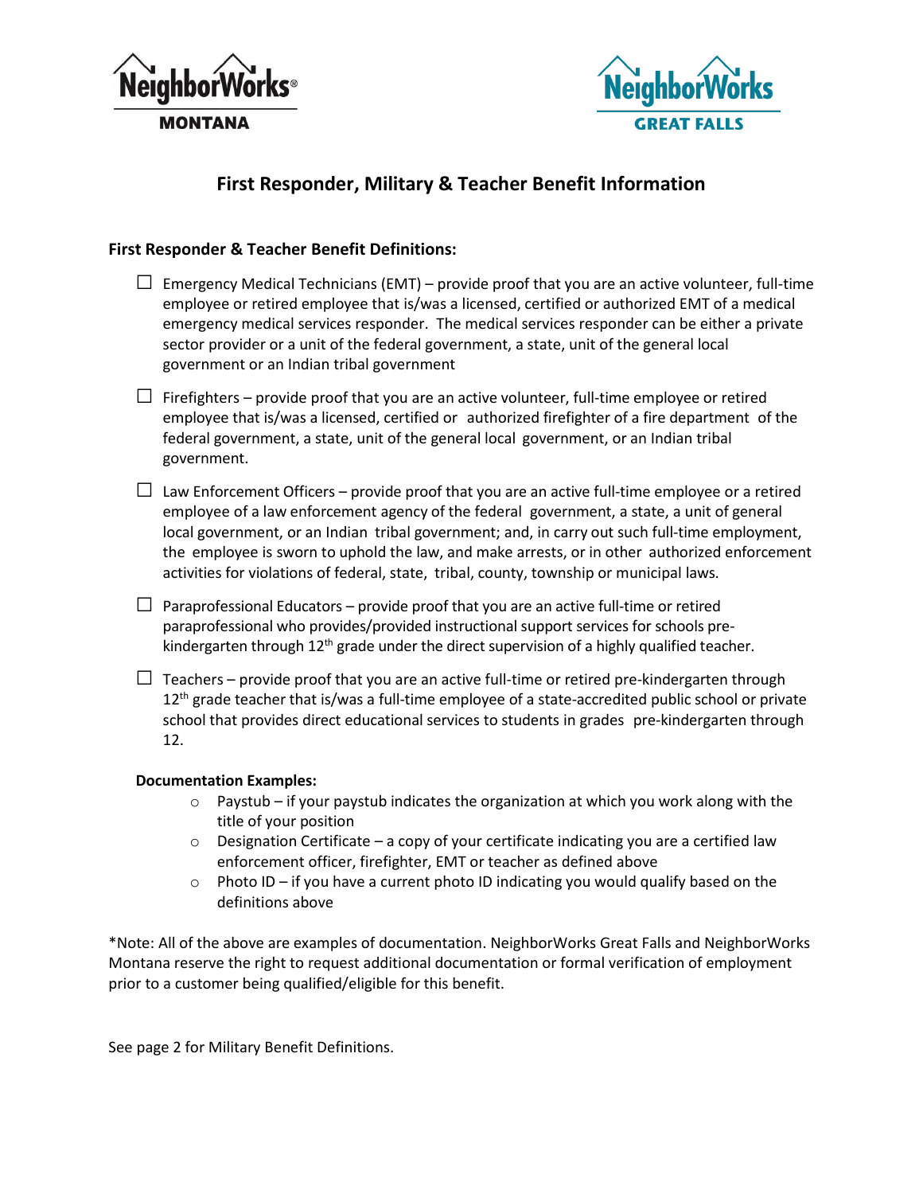NeighborWorks MONTANA

NeighborWorks GREAT FALLS

# First Responder, Military & Teacher Benefit Information

## First Responder & Teacher Benefit Definitions:

- ☐ Emergency Medical Technicians (EMT) – provide proof that you are an active volunteer, full-time employee or retired employee that is/was a licensed, certified or authorized EMT of a medical emergency medical services responder. The medical services responder can be either a private sector provider or a unit of the federal government, a state, unit of the general local government or an Indian tribal government
- ☐ Firefighters – provide proof that you are an active volunteer, full-time employee or retired employee that is/was a licensed, certified or authorized firefighter of a fire department of the federal government, a state, unit of the general local government, or an Indian tribal government.
- ☐ Law Enforcement Officers – provide proof that you are an active full-time employee or a retired employee of a law enforcement agency of the federal government, a state, a unit of general local government, or an Indian tribal government; and, in carry out such full-time employment, the employee is sworn to uphold the law, and make arrests, or in other authorized enforcement activities for violations of federal, state, tribal, county, township or municipal laws.
- ☐ Paraprofessional Educators – provide proof that you are an active full-time or retired paraprofessional who provides/provided instructional support services for schools pre-kindergarten through 12th grade under the direct supervision of a highly qualified teacher.
- ☐ Teachers – provide proof that you are an active full-time or retired pre-kindergarten through 12th grade teacher that is/was a full-time employee of a state-accredited public school or private school that provides direct educational services to students in grades pre-kindergarten through 12.

**Documentation Examples:**

- Paystub – if your paystub indicates the organization at which you work along with the title of your position
- Designation Certificate – a copy of your certificate indicating you are a certified law enforcement officer, firefighter, EMT or teacher as defined above
- Photo ID – if you have a current photo ID indicating you would qualify based on the definitions above

*Note: All of the above are examples of documentation. NeighborWorks Great Falls and NeighborWorks Montana reserve the right to request additional documentation or formal verification of employment prior to a customer being qualified/eligible for this benefit.

See page 2 for Military Benefit Definitions.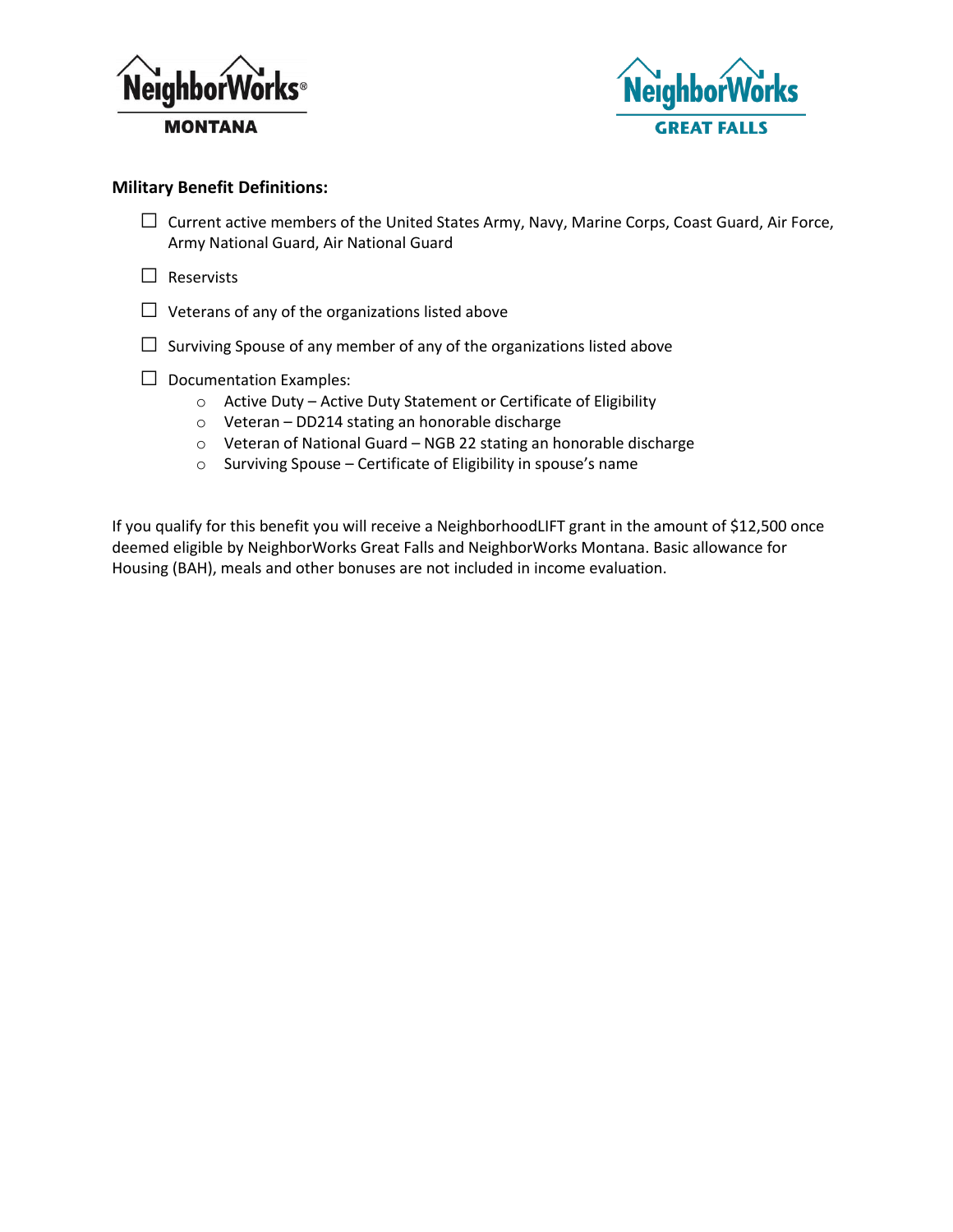NeighborWorks MONTANA

NeighborWorks GREAT FALLS

**Military Benefit Definitions:**

- ☐ Current active members of the United States Army, Navy, Marine Corps, Coast Guard, Air Force, Army National Guard, Air National Guard
- ☐ Reservists
- ☐ Veterans of any of the organizations listed above
- ☐ Surviving Spouse of any member of any of the organizations listed above
- ☐ Documentation Examples:
  - Active Duty – Active Duty Statement or Certificate of Eligibility
  - Veteran – DD214 stating an honorable discharge
  - Veteran of National Guard – NGB 22 stating an honorable discharge
  - Surviving Spouse – Certificate of Eligibility in spouse's name

If you qualify for this benefit you will receive a NeighborhoodLIFT grant in the amount of $12,500 once deemed eligible by NeighborWorks Great Falls and NeighborWorks Montana. Basic allowance for Housing (BAH), meals and other bonuses are not included in income evaluation.